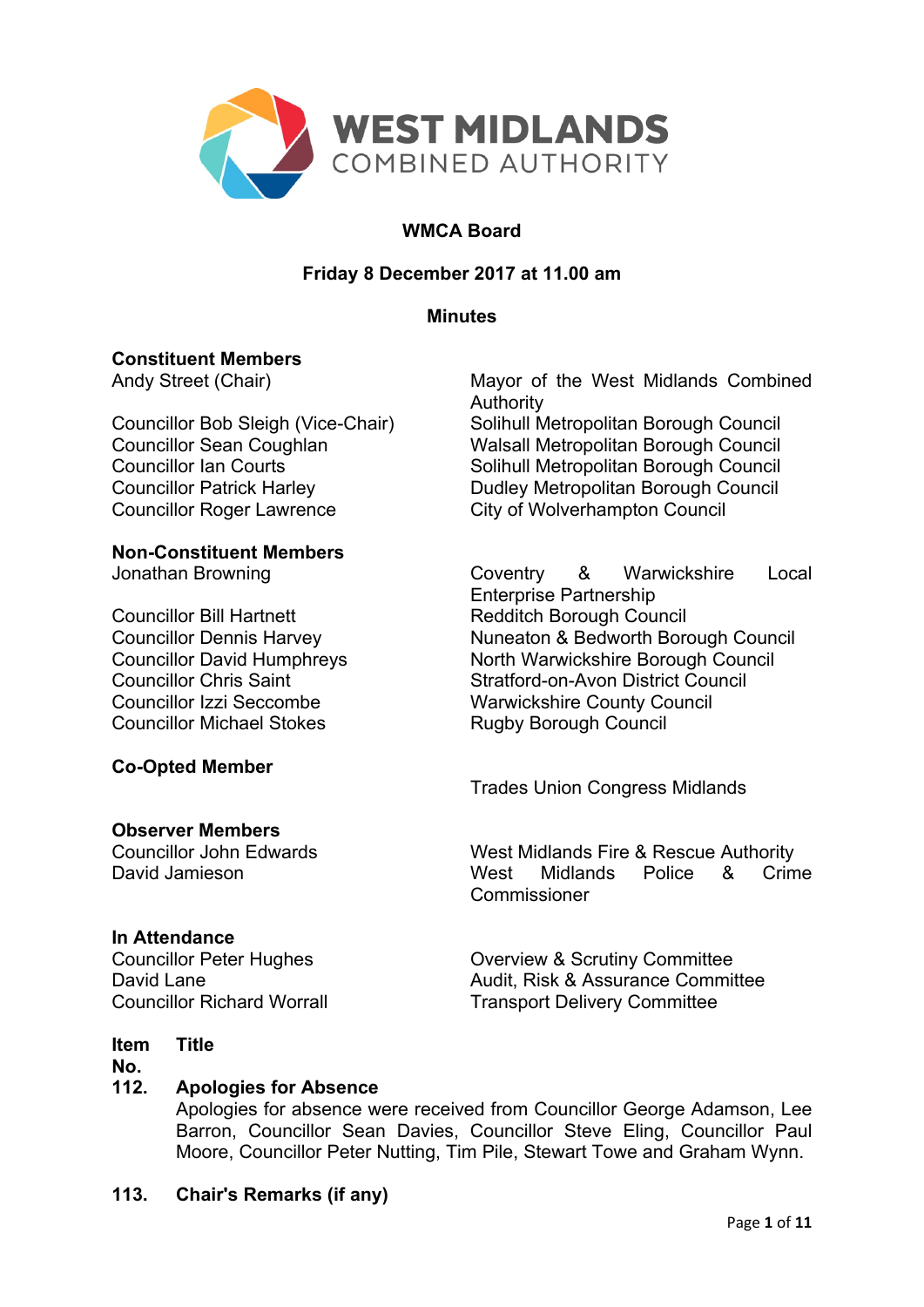# WMCA Board

**Friday 8 December 2017 at 11.00 am**

**Minutes**

| **Constituent Members** | |
|---|---|
| Andy Street (Chair) | Mayor of the West Midlands Combined Authority |
| Councillor Bob Sleigh (Vice-Chair) | Solihull Metropolitan Borough Council |
| Councillor Sean Coughlan | Walsall Metropolitan Borough Council |
| Councillor Ian Courts | Solihull Metropolitan Borough Council |
| Councillor Patrick Harley | Dudley Metropolitan Borough Council |
| Councillor Roger Lawrence | City of Wolverhampton Council |

| **Non-Constituent Members** | |
|---|---|
| Jonathan Browning | Coventry & Warwickshire Local Enterprise Partnership |
| Councillor Bill Hartnett | Redditch Borough Council |
| Councillor Dennis Harvey | Nuneaton & Bedworth Borough Council |
| Councillor David Humphreys | North Warwickshire Borough Council |
| Councillor Chris Saint | Stratford-on-Avon District Council |
| Councillor Izzi Seccombe | Warwickshire County Council |
| Councillor Michael Stokes | Rugby Borough Council |

| **Co-Opted Member** | |
|---|---|
| | Trades Union Congress Midlands |

| **Observer Members** | |
|---|---|
| Councillor John Edwards | West Midlands Fire & Rescue Authority |
| David Jamieson | West Midlands Police & Crime Commissioner |

| **In Attendance** | |
|---|---|
| Councillor Peter Hughes | Overview & Scrutiny Committee |
| David Lane | Audit, Risk & Assurance Committee |
| Councillor Richard Worrall | Transport Delivery Committee |

**Item No.** **Title**

**112. Apologies for Absence**

Apologies for absence were received from Councillor George Adamson, Lee Barron, Councillor Sean Davies, Councillor Steve Eling, Councillor Paul Moore, Councillor Peter Nutting, Tim Pile, Stewart Towe and Graham Wynn.

**113. Chair's Remarks (if any)**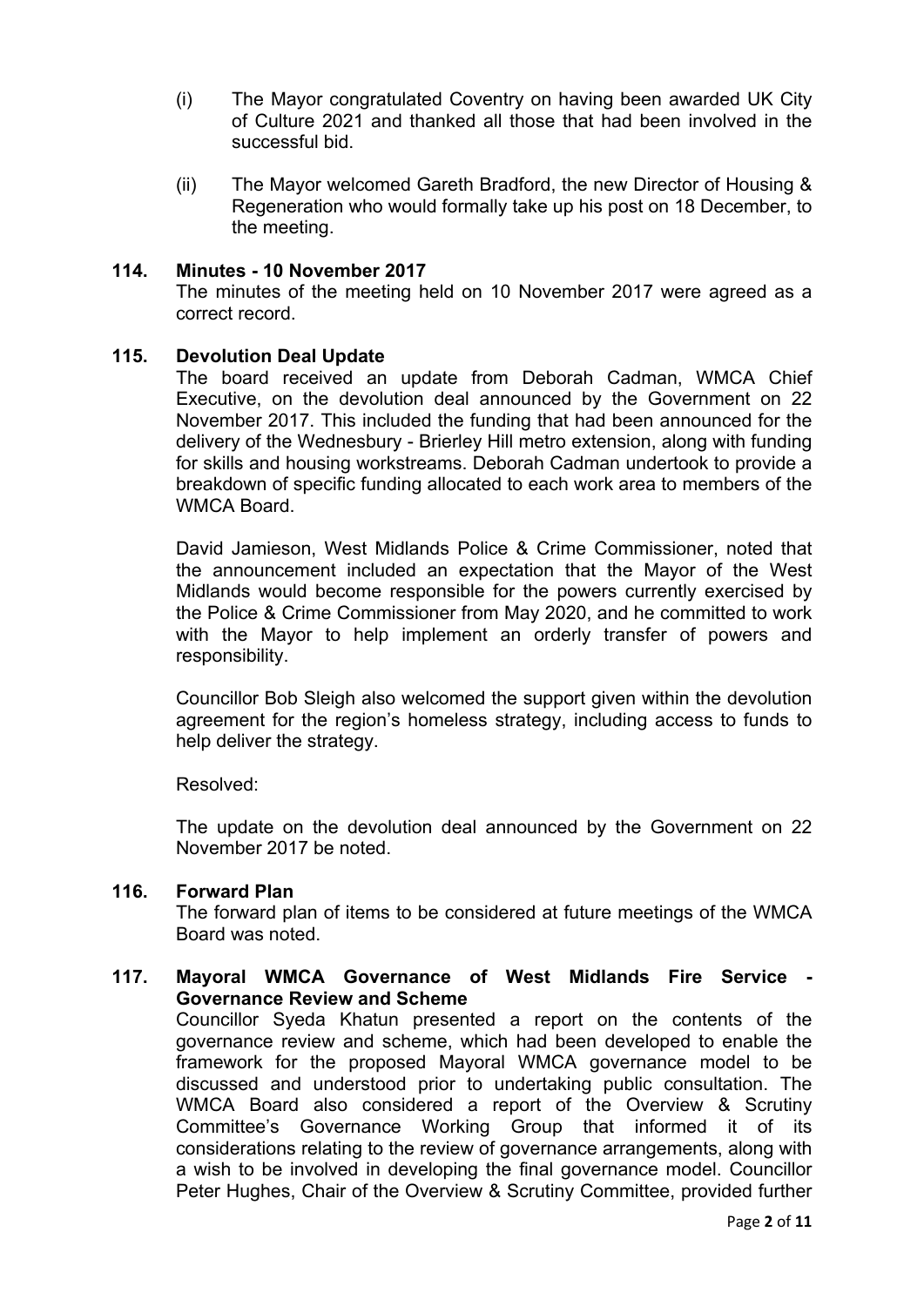(i) The Mayor congratulated Coventry on having been awarded UK City of Culture 2021 and thanked all those that had been involved in the successful bid.

(ii) The Mayor welcomed Gareth Bradford, the new Director of Housing & Regeneration who would formally take up his post on 18 December, to the meeting.

### 114. Minutes - 10 November 2017

The minutes of the meeting held on 10 November 2017 were agreed as a correct record.

### 115. Devolution Deal Update

The board received an update from Deborah Cadman, WMCA Chief Executive, on the devolution deal announced by the Government on 22 November 2017. This included the funding that had been announced for the delivery of the Wednesbury - Brierley Hill metro extension, along with funding for skills and housing workstreams. Deborah Cadman undertook to provide a breakdown of specific funding allocated to each work area to members of the WMCA Board.

David Jamieson, West Midlands Police & Crime Commissioner, noted that the announcement included an expectation that the Mayor of the West Midlands would become responsible for the powers currently exercised by the Police & Crime Commissioner from May 2020, and he committed to work with the Mayor to help implement an orderly transfer of powers and responsibility.

Councillor Bob Sleigh also welcomed the support given within the devolution agreement for the region's homeless strategy, including access to funds to help deliver the strategy.

Resolved:

The update on the devolution deal announced by the Government on 22 November 2017 be noted.

### 116. Forward Plan

The forward plan of items to be considered at future meetings of the WMCA Board was noted.

### 117. Mayoral WMCA Governance of West Midlands Fire Service - Governance Review and Scheme

Councillor Syeda Khatun presented a report on the contents of the governance review and scheme, which had been developed to enable the framework for the proposed Mayoral WMCA governance model to be discussed and understood prior to undertaking public consultation. The WMCA Board also considered a report of the Overview & Scrutiny Committee's Governance Working Group that informed it of its considerations relating to the review of governance arrangements, along with a wish to be involved in developing the final governance model. Councillor Peter Hughes, Chair of the Overview & Scrutiny Committee, provided further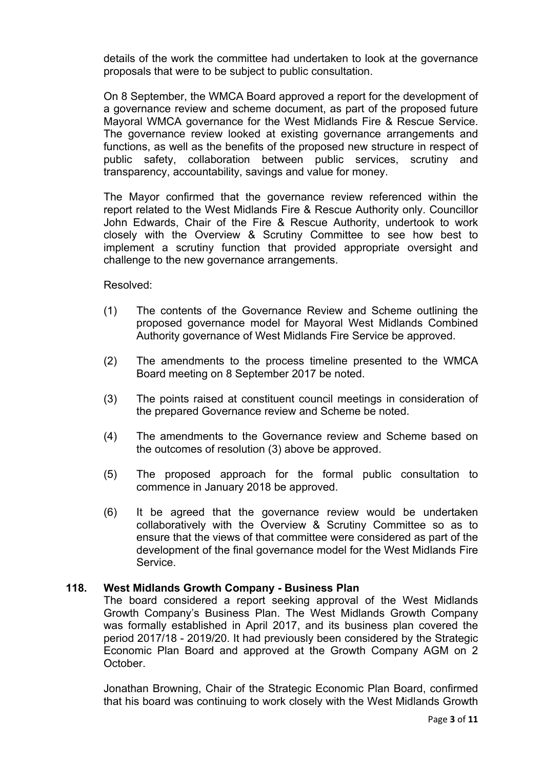details of the work the committee had undertaken to look at the governance proposals that were to be subject to public consultation.

On 8 September, the WMCA Board approved a report for the development of a governance review and scheme document, as part of the proposed future Mayoral WMCA governance for the West Midlands Fire & Rescue Service. The governance review looked at existing governance arrangements and functions, as well as the benefits of the proposed new structure in respect of public safety, collaboration between public services, scrutiny and transparency, accountability, savings and value for money.

The Mayor confirmed that the governance review referenced within the report related to the West Midlands Fire & Rescue Authority only. Councillor John Edwards, Chair of the Fire & Rescue Authority, undertook to work closely with the Overview & Scrutiny Committee to see how best to implement a scrutiny function that provided appropriate oversight and challenge to the new governance arrangements.

Resolved:

(1) The contents of the Governance Review and Scheme outlining the proposed governance model for Mayoral West Midlands Combined Authority governance of West Midlands Fire Service be approved.

(2) The amendments to the process timeline presented to the WMCA Board meeting on 8 September 2017 be noted.

(3) The points raised at constituent council meetings in consideration of the prepared Governance review and Scheme be noted.

(4) The amendments to the Governance review and Scheme based on the outcomes of resolution (3) above be approved.

(5) The proposed approach for the formal public consultation to commence in January 2018 be approved.

(6) It be agreed that the governance review would be undertaken collaboratively with the Overview & Scrutiny Committee so as to ensure that the views of that committee were considered as part of the development of the final governance model for the West Midlands Fire Service.

**118. West Midlands Growth Company - Business Plan**

The board considered a report seeking approval of the West Midlands Growth Company's Business Plan. The West Midlands Growth Company was formally established in April 2017, and its business plan covered the period 2017/18 - 2019/20. It had previously been considered by the Strategic Economic Plan Board and approved at the Growth Company AGM on 2 October.

Jonathan Browning, Chair of the Strategic Economic Plan Board, confirmed that his board was continuing to work closely with the West Midlands Growth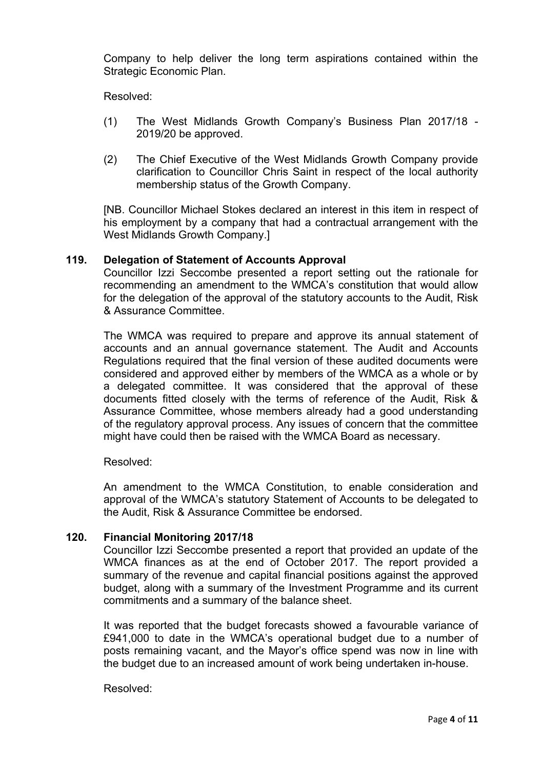Company to help deliver the long term aspirations contained within the Strategic Economic Plan.

Resolved:

(1) The West Midlands Growth Company's Business Plan 2017/18 - 2019/20 be approved.

(2) The Chief Executive of the West Midlands Growth Company provide clarification to Councillor Chris Saint in respect of the local authority membership status of the Growth Company.

[NB. Councillor Michael Stokes declared an interest in this item in respect of his employment by a company that had a contractual arrangement with the West Midlands Growth Company.]

## 119. Delegation of Statement of Accounts Approval

Councillor Izzi Seccombe presented a report setting out the rationale for recommending an amendment to the WMCA's constitution that would allow for the delegation of the approval of the statutory accounts to the Audit, Risk & Assurance Committee.

The WMCA was required to prepare and approve its annual statement of accounts and an annual governance statement. The Audit and Accounts Regulations required that the final version of these audited documents were considered and approved either by members of the WMCA as a whole or by a delegated committee. It was considered that the approval of these documents fitted closely with the terms of reference of the Audit, Risk & Assurance Committee, whose members already had a good understanding of the regulatory approval process. Any issues of concern that the committee might have could then be raised with the WMCA Board as necessary.

Resolved:

An amendment to the WMCA Constitution, to enable consideration and approval of the WMCA's statutory Statement of Accounts to be delegated to the Audit, Risk & Assurance Committee be endorsed.

## 120. Financial Monitoring 2017/18

Councillor Izzi Seccombe presented a report that provided an update of the WMCA finances as at the end of October 2017. The report provided a summary of the revenue and capital financial positions against the approved budget, along with a summary of the Investment Programme and its current commitments and a summary of the balance sheet.

It was reported that the budget forecasts showed a favourable variance of £941,000 to date in the WMCA's operational budget due to a number of posts remaining vacant, and the Mayor's office spend was now in line with the budget due to an increased amount of work being undertaken in-house.

Resolved: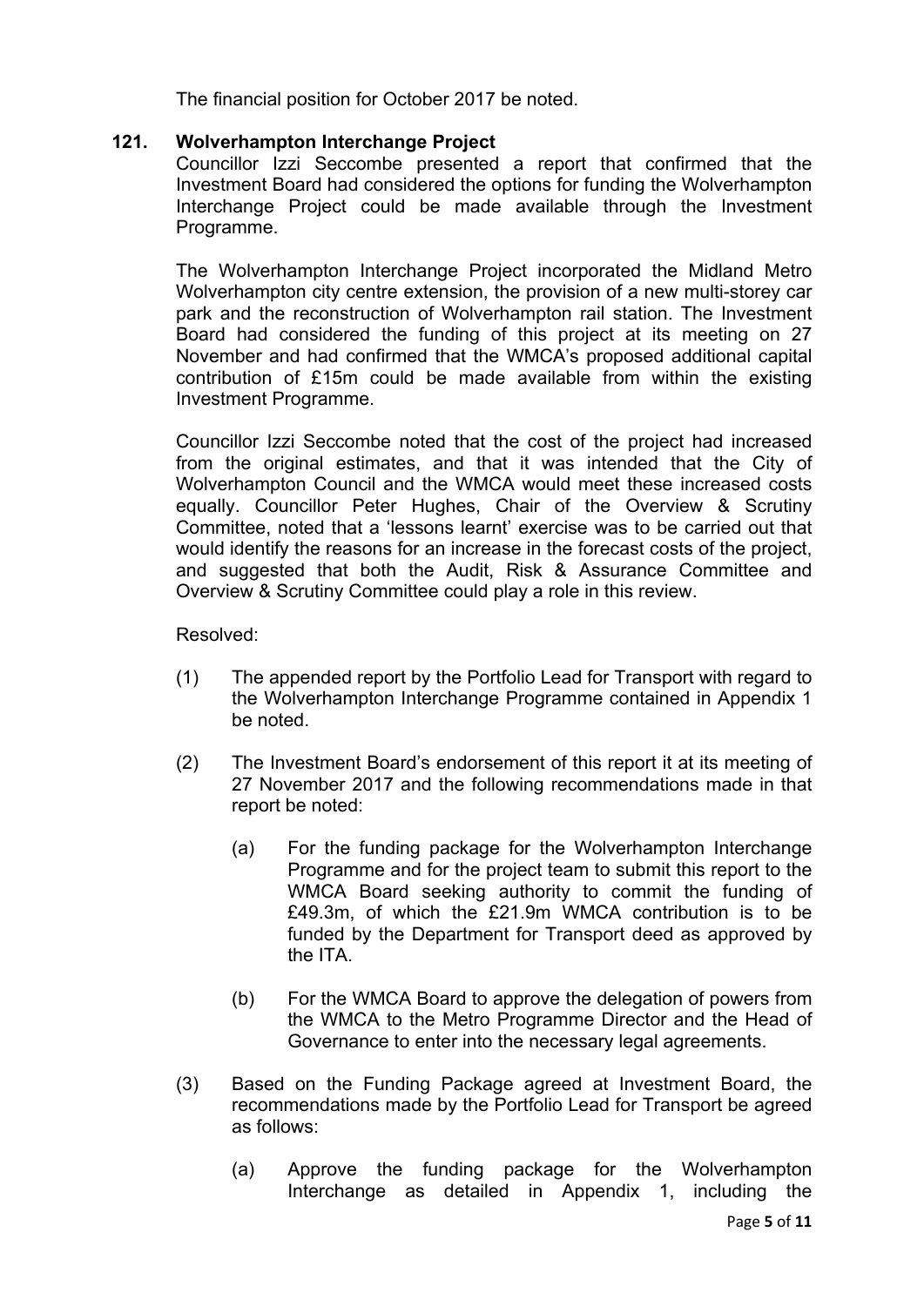The financial position for October 2017 be noted.

## 121. Wolverhampton Interchange Project

Councillor Izzi Seccombe presented a report that confirmed that the Investment Board had considered the options for funding the Wolverhampton Interchange Project could be made available through the Investment Programme.

The Wolverhampton Interchange Project incorporated the Midland Metro Wolverhampton city centre extension, the provision of a new multi-storey car park and the reconstruction of Wolverhampton rail station. The Investment Board had considered the funding of this project at its meeting on 27 November and had confirmed that the WMCA's proposed additional capital contribution of £15m could be made available from within the existing Investment Programme.

Councillor Izzi Seccombe noted that the cost of the project had increased from the original estimates, and that it was intended that the City of Wolverhampton Council and the WMCA would meet these increased costs equally. Councillor Peter Hughes, Chair of the Overview & Scrutiny Committee, noted that a 'lessons learnt' exercise was to be carried out that would identify the reasons for an increase in the forecast costs of the project, and suggested that both the Audit, Risk & Assurance Committee and Overview & Scrutiny Committee could play a role in this review.

Resolved:

(1) The appended report by the Portfolio Lead for Transport with regard to the Wolverhampton Interchange Programme contained in Appendix 1 be noted.

(2) The Investment Board's endorsement of this report it at its meeting of 27 November 2017 and the following recommendations made in that report be noted:

  (a) For the funding package for the Wolverhampton Interchange Programme and for the project team to submit this report to the WMCA Board seeking authority to commit the funding of £49.3m, of which the £21.9m WMCA contribution is to be funded by the Department for Transport deed as approved by the ITA.

  (b) For the WMCA Board to approve the delegation of powers from the WMCA to the Metro Programme Director and the Head of Governance to enter into the necessary legal agreements.

(3) Based on the Funding Package agreed at Investment Board, the recommendations made by the Portfolio Lead for Transport be agreed as follows:

  (a) Approve the funding package for the Wolverhampton Interchange as detailed in Appendix 1, including the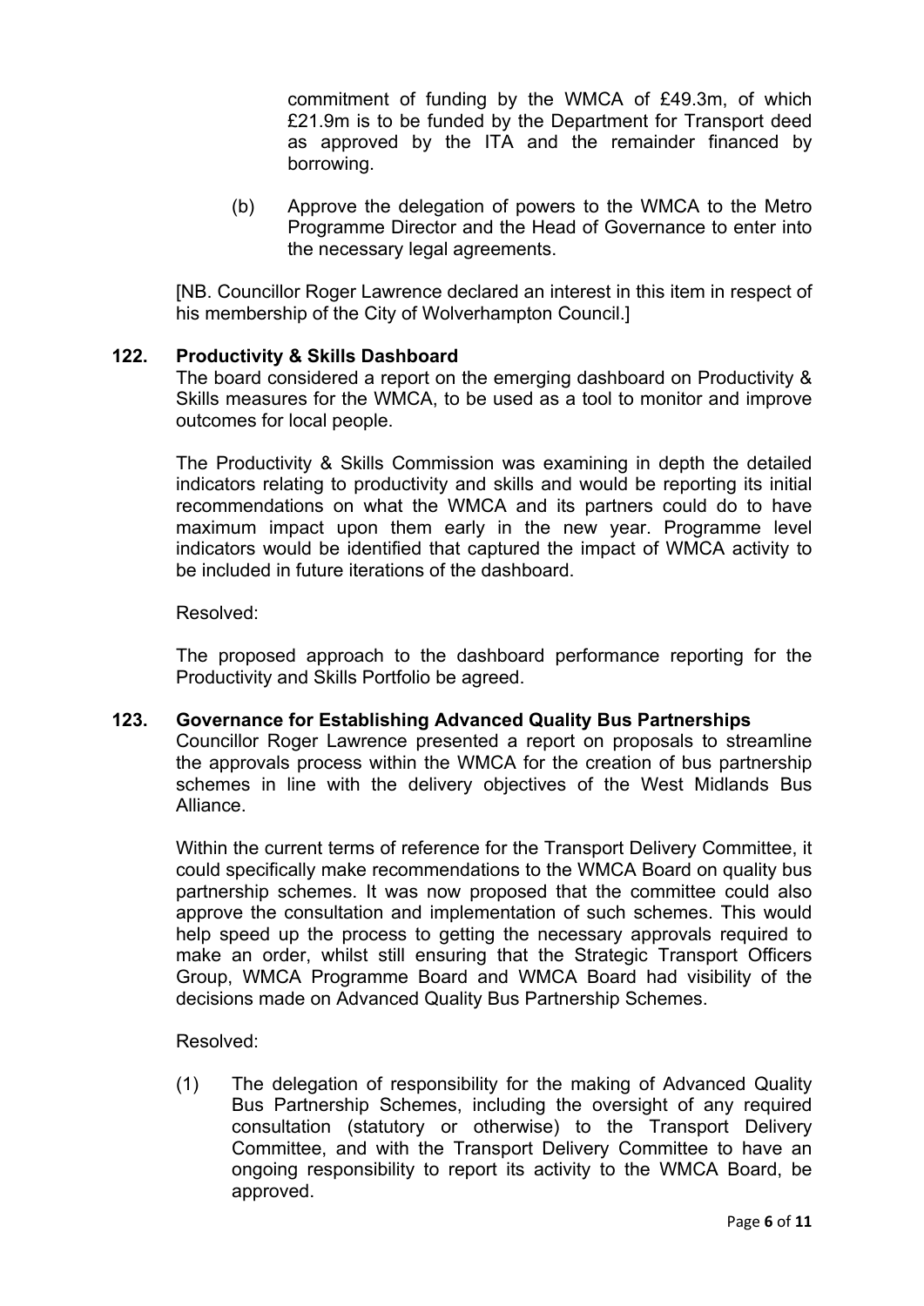commitment of funding by the WMCA of £49.3m, of which £21.9m is to be funded by the Department for Transport deed as approved by the ITA and the remainder financed by borrowing.

(b) Approve the delegation of powers to the WMCA to the Metro Programme Director and the Head of Governance to enter into the necessary legal agreements.

[NB. Councillor Roger Lawrence declared an interest in this item in respect of his membership of the City of Wolverhampton Council.]

**122. Productivity & Skills Dashboard**

The board considered a report on the emerging dashboard on Productivity & Skills measures for the WMCA, to be used as a tool to monitor and improve outcomes for local people.

The Productivity & Skills Commission was examining in depth the detailed indicators relating to productivity and skills and would be reporting its initial recommendations on what the WMCA and its partners could do to have maximum impact upon them early in the new year. Programme level indicators would be identified that captured the impact of WMCA activity to be included in future iterations of the dashboard.

Resolved:

The proposed approach to the dashboard performance reporting for the Productivity and Skills Portfolio be agreed.

**123. Governance for Establishing Advanced Quality Bus Partnerships**

Councillor Roger Lawrence presented a report on proposals to streamline the approvals process within the WMCA for the creation of bus partnership schemes in line with the delivery objectives of the West Midlands Bus Alliance.

Within the current terms of reference for the Transport Delivery Committee, it could specifically make recommendations to the WMCA Board on quality bus partnership schemes. It was now proposed that the committee could also approve the consultation and implementation of such schemes. This would help speed up the process to getting the necessary approvals required to make an order, whilst still ensuring that the Strategic Transport Officers Group, WMCA Programme Board and WMCA Board had visibility of the decisions made on Advanced Quality Bus Partnership Schemes.

Resolved:

(1) The delegation of responsibility for the making of Advanced Quality Bus Partnership Schemes, including the oversight of any required consultation (statutory or otherwise) to the Transport Delivery Committee, and with the Transport Delivery Committee to have an ongoing responsibility to report its activity to the WMCA Board, be approved.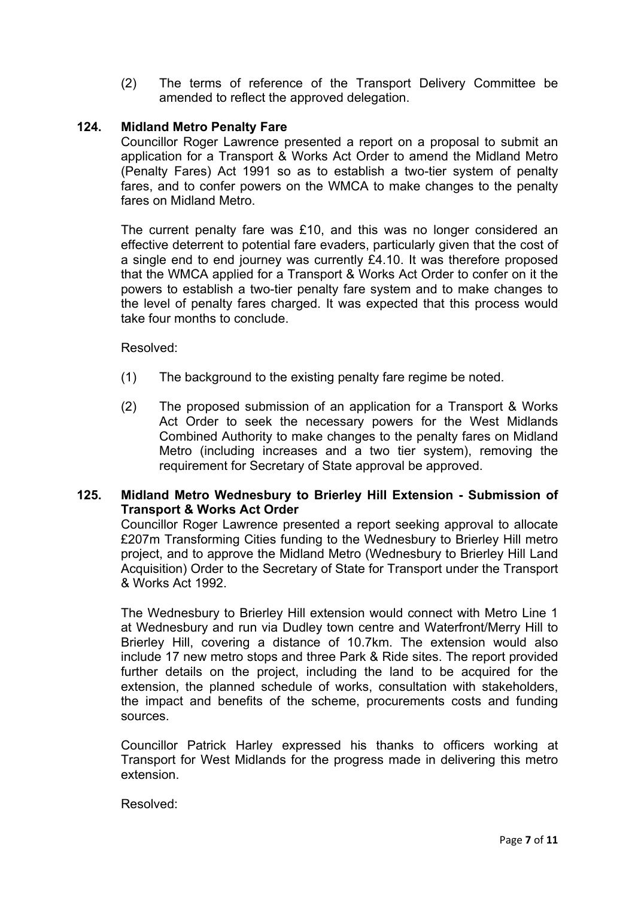(2) The terms of reference of the Transport Delivery Committee be amended to reflect the approved delegation.

**124. Midland Metro Penalty Fare**

Councillor Roger Lawrence presented a report on a proposal to submit an application for a Transport & Works Act Order to amend the Midland Metro (Penalty Fares) Act 1991 so as to establish a two-tier system of penalty fares, and to confer powers on the WMCA to make changes to the penalty fares on Midland Metro.

The current penalty fare was £10, and this was no longer considered an effective deterrent to potential fare evaders, particularly given that the cost of a single end to end journey was currently £4.10. It was therefore proposed that the WMCA applied for a Transport & Works Act Order to confer on it the powers to establish a two-tier penalty fare system and to make changes to the level of penalty fares charged. It was expected that this process would take four months to conclude.

Resolved:

(1) The background to the existing penalty fare regime be noted.

(2) The proposed submission of an application for a Transport & Works Act Order to seek the necessary powers for the West Midlands Combined Authority to make changes to the penalty fares on Midland Metro (including increases and a two tier system), removing the requirement for Secretary of State approval be approved.

**125. Midland Metro Wednesbury to Brierley Hill Extension - Submission of Transport & Works Act Order**

Councillor Roger Lawrence presented a report seeking approval to allocate £207m Transforming Cities funding to the Wednesbury to Brierley Hill metro project, and to approve the Midland Metro (Wednesbury to Brierley Hill Land Acquisition) Order to the Secretary of State for Transport under the Transport & Works Act 1992.

The Wednesbury to Brierley Hill extension would connect with Metro Line 1 at Wednesbury and run via Dudley town centre and Waterfront/Merry Hill to Brierley Hill, covering a distance of 10.7km. The extension would also include 17 new metro stops and three Park & Ride sites. The report provided further details on the project, including the land to be acquired for the extension, the planned schedule of works, consultation with stakeholders, the impact and benefits of the scheme, procurements costs and funding sources.

Councillor Patrick Harley expressed his thanks to officers working at Transport for West Midlands for the progress made in delivering this metro extension.

Resolved: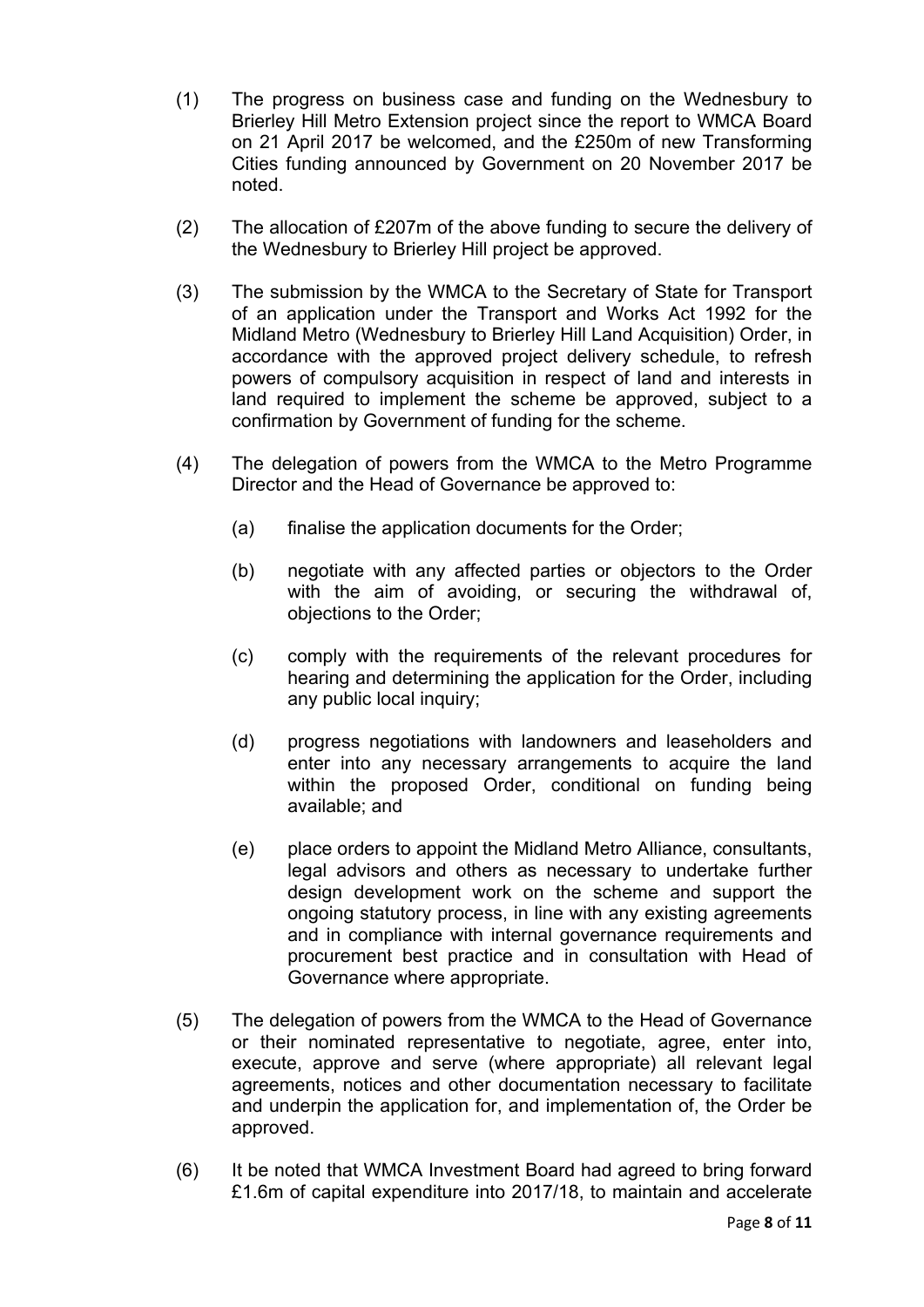(1) The progress on business case and funding on the Wednesbury to Brierley Hill Metro Extension project since the report to WMCA Board on 21 April 2017 be welcomed, and the £250m of new Transforming Cities funding announced by Government on 20 November 2017 be noted.

(2) The allocation of £207m of the above funding to secure the delivery of the Wednesbury to Brierley Hill project be approved.

(3) The submission by the WMCA to the Secretary of State for Transport of an application under the Transport and Works Act 1992 for the Midland Metro (Wednesbury to Brierley Hill Land Acquisition) Order, in accordance with the approved project delivery schedule, to refresh powers of compulsory acquisition in respect of land and interests in land required to implement the scheme be approved, subject to a confirmation by Government of funding for the scheme.

(4) The delegation of powers from the WMCA to the Metro Programme Director and the Head of Governance be approved to:

  (a) finalise the application documents for the Order;

  (b) negotiate with any affected parties or objectors to the Order with the aim of avoiding, or securing the withdrawal of, objections to the Order;

  (c) comply with the requirements of the relevant procedures for hearing and determining the application for the Order, including any public local inquiry;

  (d) progress negotiations with landowners and leaseholders and enter into any necessary arrangements to acquire the land within the proposed Order, conditional on funding being available; and

  (e) place orders to appoint the Midland Metro Alliance, consultants, legal advisors and others as necessary to undertake further design development work on the scheme and support the ongoing statutory process, in line with any existing agreements and in compliance with internal governance requirements and procurement best practice and in consultation with Head of Governance where appropriate.

(5) The delegation of powers from the WMCA to the Head of Governance or their nominated representative to negotiate, agree, enter into, execute, approve and serve (where appropriate) all relevant legal agreements, notices and other documentation necessary to facilitate and underpin the application for, and implementation of, the Order be approved.

(6) It be noted that WMCA Investment Board had agreed to bring forward £1.6m of capital expenditure into 2017/18, to maintain and accelerate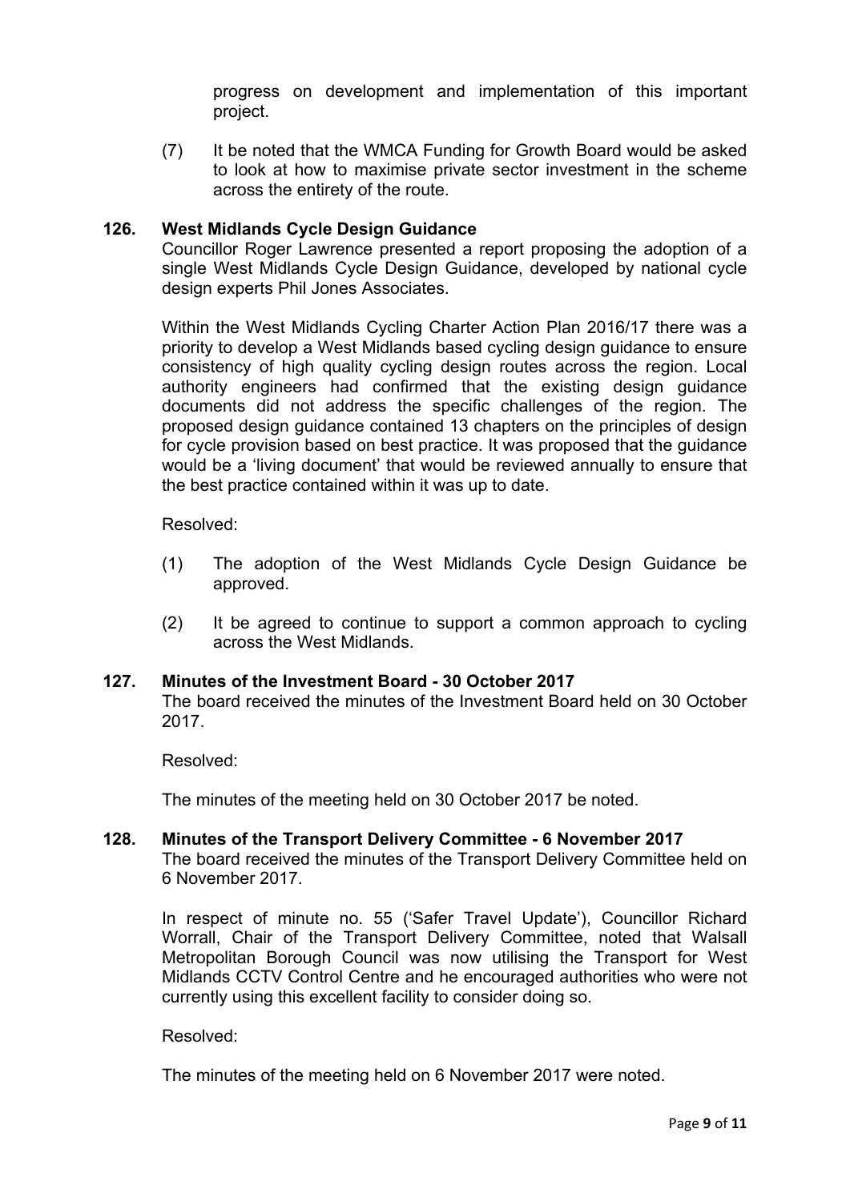progress on development and implementation of this important project.

(7) It be noted that the WMCA Funding for Growth Board would be asked to look at how to maximise private sector investment in the scheme across the entirety of the route.

### 126. West Midlands Cycle Design Guidance

Councillor Roger Lawrence presented a report proposing the adoption of a single West Midlands Cycle Design Guidance, developed by national cycle design experts Phil Jones Associates.

Within the West Midlands Cycling Charter Action Plan 2016/17 there was a priority to develop a West Midlands based cycling design guidance to ensure consistency of high quality cycling design routes across the region. Local authority engineers had confirmed that the existing design guidance documents did not address the specific challenges of the region. The proposed design guidance contained 13 chapters on the principles of design for cycle provision based on best practice. It was proposed that the guidance would be a 'living document' that would be reviewed annually to ensure that the best practice contained within it was up to date.

Resolved:

(1) The adoption of the West Midlands Cycle Design Guidance be approved.

(2) It be agreed to continue to support a common approach to cycling across the West Midlands.

### 127. Minutes of the Investment Board - 30 October 2017

The board received the minutes of the Investment Board held on 30 October 2017.

Resolved:

The minutes of the meeting held on 30 October 2017 be noted.

### 128. Minutes of the Transport Delivery Committee - 6 November 2017

The board received the minutes of the Transport Delivery Committee held on 6 November 2017.

In respect of minute no. 55 ('Safer Travel Update'), Councillor Richard Worrall, Chair of the Transport Delivery Committee, noted that Walsall Metropolitan Borough Council was now utilising the Transport for West Midlands CCTV Control Centre and he encouraged authorities who were not currently using this excellent facility to consider doing so.

Resolved:

The minutes of the meeting held on 6 November 2017 were noted.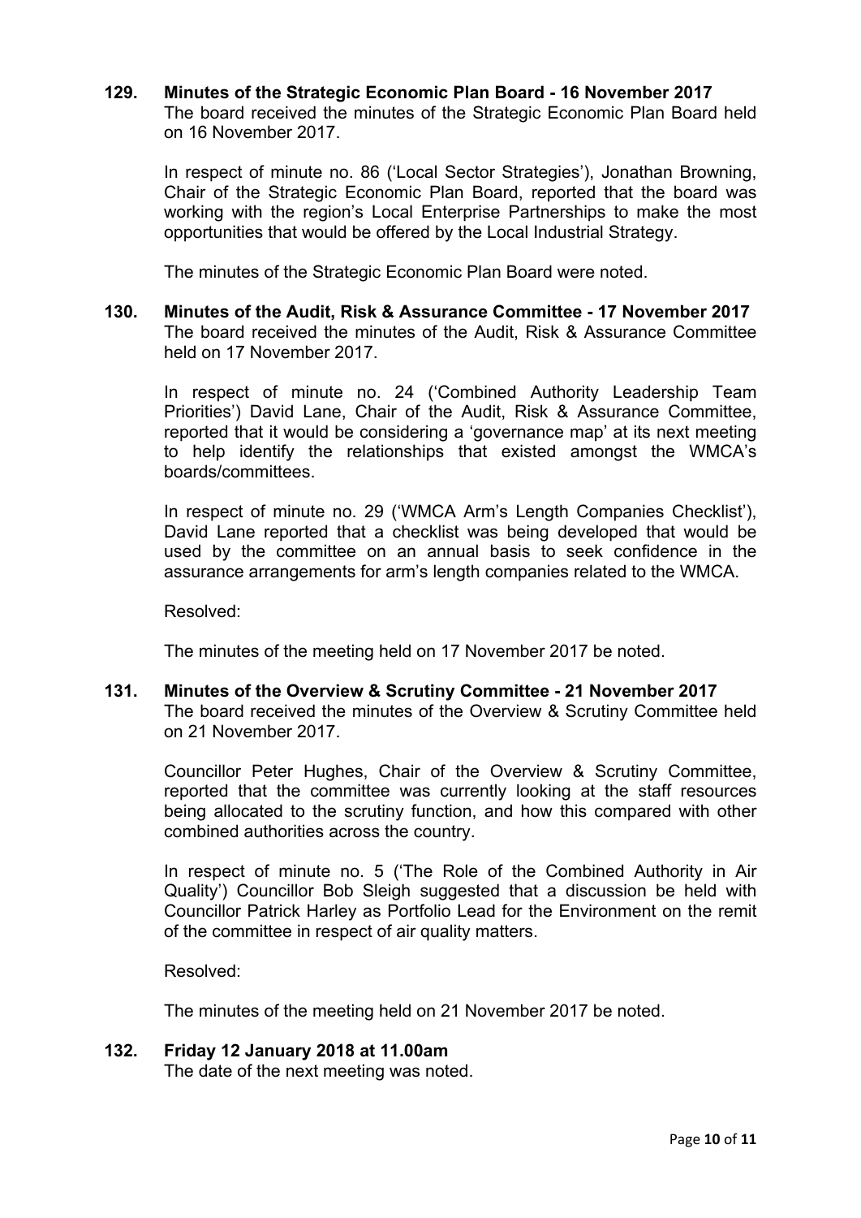### 129. Minutes of the Strategic Economic Plan Board - 16 November 2017

The board received the minutes of the Strategic Economic Plan Board held on 16 November 2017.

In respect of minute no. 86 ('Local Sector Strategies'), Jonathan Browning, Chair of the Strategic Economic Plan Board, reported that the board was working with the region's Local Enterprise Partnerships to make the most opportunities that would be offered by the Local Industrial Strategy.

The minutes of the Strategic Economic Plan Board were noted.

### 130. Minutes of the Audit, Risk & Assurance Committee - 17 November 2017

The board received the minutes of the Audit, Risk & Assurance Committee held on 17 November 2017.

In respect of minute no. 24 ('Combined Authority Leadership Team Priorities') David Lane, Chair of the Audit, Risk & Assurance Committee, reported that it would be considering a 'governance map' at its next meeting to help identify the relationships that existed amongst the WMCA's boards/committees.

In respect of minute no. 29 ('WMCA Arm's Length Companies Checklist'), David Lane reported that a checklist was being developed that would be used by the committee on an annual basis to seek confidence in the assurance arrangements for arm's length companies related to the WMCA.

Resolved:

The minutes of the meeting held on 17 November 2017 be noted.

### 131. Minutes of the Overview & Scrutiny Committee - 21 November 2017

The board received the minutes of the Overview & Scrutiny Committee held on 21 November 2017.

Councillor Peter Hughes, Chair of the Overview & Scrutiny Committee, reported that the committee was currently looking at the staff resources being allocated to the scrutiny function, and how this compared with other combined authorities across the country.

In respect of minute no. 5 ('The Role of the Combined Authority in Air Quality') Councillor Bob Sleigh suggested that a discussion be held with Councillor Patrick Harley as Portfolio Lead for the Environment on the remit of the committee in respect of air quality matters.

Resolved:

The minutes of the meeting held on 21 November 2017 be noted.

### 132. Friday 12 January 2018 at 11.00am

The date of the next meeting was noted.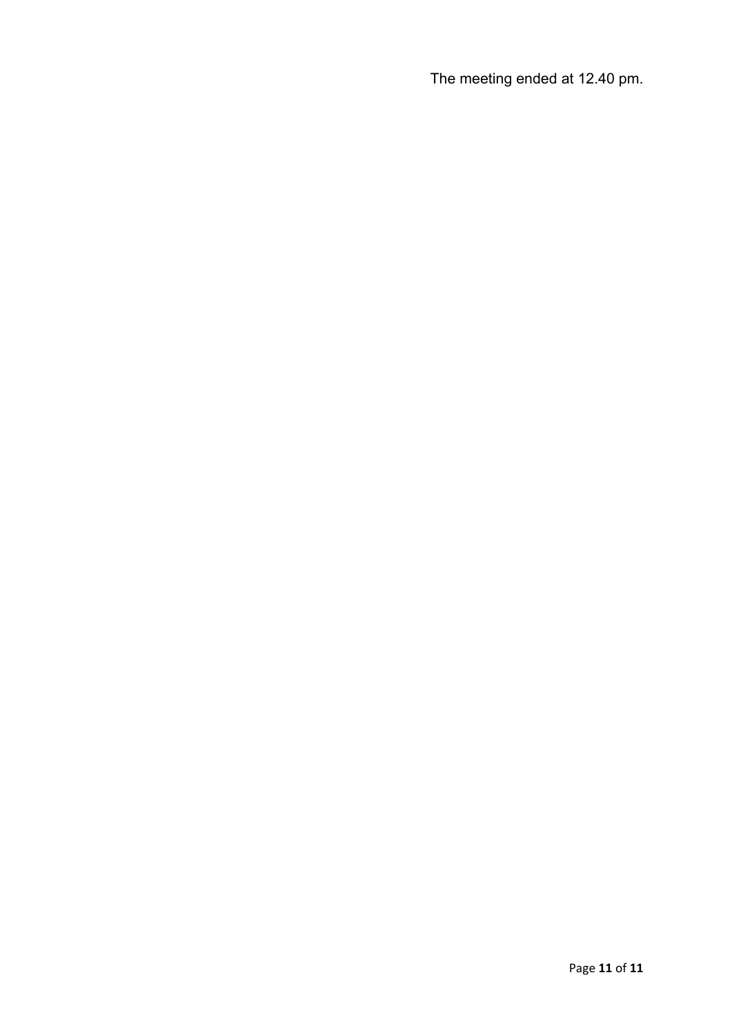The meeting ended at 12.40 pm.